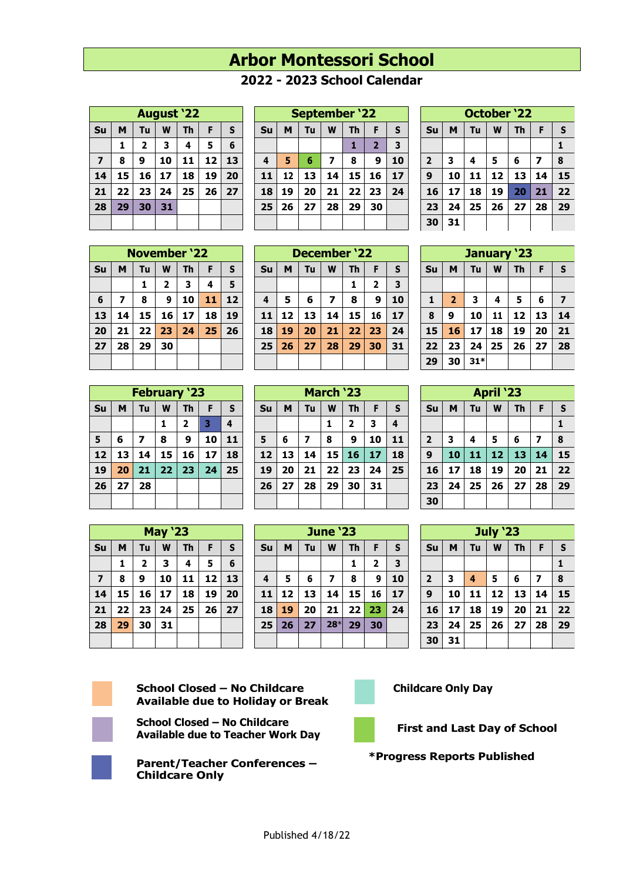# Arbor Montessori School

## 2022 - 2023 School Calendar

### August '22

| Su | M | Tu | W | Th | F | S |
|---|---|---|---|---|---|---|
| | 1 | 2 | 3 | 4 | 5 | 6 |
| 7 | 8 | 9 | 10 | 11 | 12 | 13 |
| 14 | 15 | 16 | 17 | 18 | 19 | 20 |
| 21 | 22 | 23 | 24 | 25 | 26 | 27 |
| 28 | 29 | 30 | 31 | | | |

### September '22

| Su | M | Tu | W | Th | F | S |
|---|---|---|---|---|---|---|
| | | | | 1 | 2 | 3 |
| 4 | 5 | 6 | 7 | 8 | 9 | 10 |
| 11 | 12 | 13 | 14 | 15 | 16 | 17 |
| 18 | 19 | 20 | 21 | 22 | 23 | 24 |
| 25 | 26 | 27 | 28 | 29 | 30 | |

### October '22

| Su | M | Tu | W | Th | F | S |
|---|---|---|---|---|---|---|
| | | | | | | 1 |
| 2 | 3 | 4 | 5 | 6 | 7 | 8 |
| 9 | 10 | 11 | 12 | 13 | 14 | 15 |
| 16 | 17 | 18 | 19 | 20 | 21 | 22 |
| 23 | 24 | 25 | 26 | 27 | 28 | 29 |
| 30 | 31 | | | | | |

### November '22

| Su | M | Tu | W | Th | F | S |
|---|---|---|---|---|---|---|
| | | 1 | 2 | 3 | 4 | 5 |
| 6 | 7 | 8 | 9 | 10 | 11 | 12 |
| 13 | 14 | 15 | 16 | 17 | 18 | 19 |
| 20 | 21 | 22 | 23 | 24 | 25 | 26 |
| 27 | 28 | 29 | 30 | | | |

### December '22

| Su | M | Tu | W | Th | F | S |
|---|---|---|---|---|---|---|
| | | | | 1 | 2 | 3 |
| 4 | 5 | 6 | 7 | 8 | 9 | 10 |
| 11 | 12 | 13 | 14 | 15 | 16 | 17 |
| 18 | 19 | 20 | 21 | 22 | 23 | 24 |
| 25 | 26 | 27 | 28 | 29 | 30 | 31 |

### January '23

| Su | M | Tu | W | Th | F | S |
|---|---|---|---|---|---|---|
| 1 | 2 | 3 | 4 | 5 | 6 | 7 |
| 8 | 9 | 10 | 11 | 12 | 13 | 14 |
| 15 | 16 | 17 | 18 | 19 | 20 | 21 |
| 22 | 23 | 24 | 25 | 26 | 27 | 28 |
| 29 | 30 | 31* | | | | |

### February '23

| Su | M | Tu | W | Th | F | S |
|---|---|---|---|---|---|---|
| | | | 1 | 2 | 3 | 4 |
| 5 | 6 | 7 | 8 | 9 | 10 | 11 |
| 12 | 13 | 14 | 15 | 16 | 17 | 18 |
| 19 | 20 | 21 | 22 | 23 | 24 | 25 |
| 26 | 27 | 28 | | | | |

### March '23

| Su | M | Tu | W | Th | F | S |
|---|---|---|---|---|---|---|
| | | | 1 | 2 | 3 | 4 |
| 5 | 6 | 7 | 8 | 9 | 10 | 11 |
| 12 | 13 | 14 | 15 | 16 | 17 | 18 |
| 19 | 20 | 21 | 22 | 23 | 24 | 25 |
| 26 | 27 | 28 | 29 | 30 | 31 | |

### April '23

| Su | M | Tu | W | Th | F | S |
|---|---|---|---|---|---|---|
| | | | | | | 1 |
| 2 | 3 | 4 | 5 | 6 | 7 | 8 |
| 9 | 10 | 11 | 12 | 13 | 14 | 15 |
| 16 | 17 | 18 | 19 | 20 | 21 | 22 |
| 23 | 24 | 25 | 26 | 27 | 28 | 29 |
| 30 | | | | | | |

### May '23

| Su | M | Tu | W | Th | F | S |
|---|---|---|---|---|---|---|
| | 1 | 2 | 3 | 4 | 5 | 6 |
| 7 | 8 | 9 | 10 | 11 | 12 | 13 |
| 14 | 15 | 16 | 17 | 18 | 19 | 20 |
| 21 | 22 | 23 | 24 | 25 | 26 | 27 |
| 28 | 29 | 30 | 31 | | | |

### June '23

| Su | M | Tu | W | Th | F | S |
|---|---|---|---|---|---|---|
| | | | | 1 | 2 | 3 |
| 4 | 5 | 6 | 7 | 8 | 9 | 10 |
| 11 | 12 | 13 | 14 | 15 | 16 | 17 |
| 18 | 19 | 20 | 21 | 22 | 23 | 24 |
| 25 | 26 | 27 | 28* | 29 | 30 | |

### July '23

| Su | M | Tu | W | Th | F | S |
|---|---|---|---|---|---|---|
| | | | | | | 1 |
| 2 | 3 | 4 | 5 | 6 | 7 | 8 |
| 9 | 10 | 11 | 12 | 13 | 14 | 15 |
| 16 | 17 | 18 | 19 | 20 | 21 | 22 |
| 23 | 24 | 25 | 26 | 27 | 28 | 29 |
| 30 | 31 | | | | | |

**School Closed – No Childcare Available due to Holiday or Break**

**School Closed – No Childcare Available due to Teacher Work Day**

**Parent/Teacher Conferences – Childcare Only**

**Childcare Only Day**

**First and Last Day of School**

***Progress Reports Published**

Published 4/18/22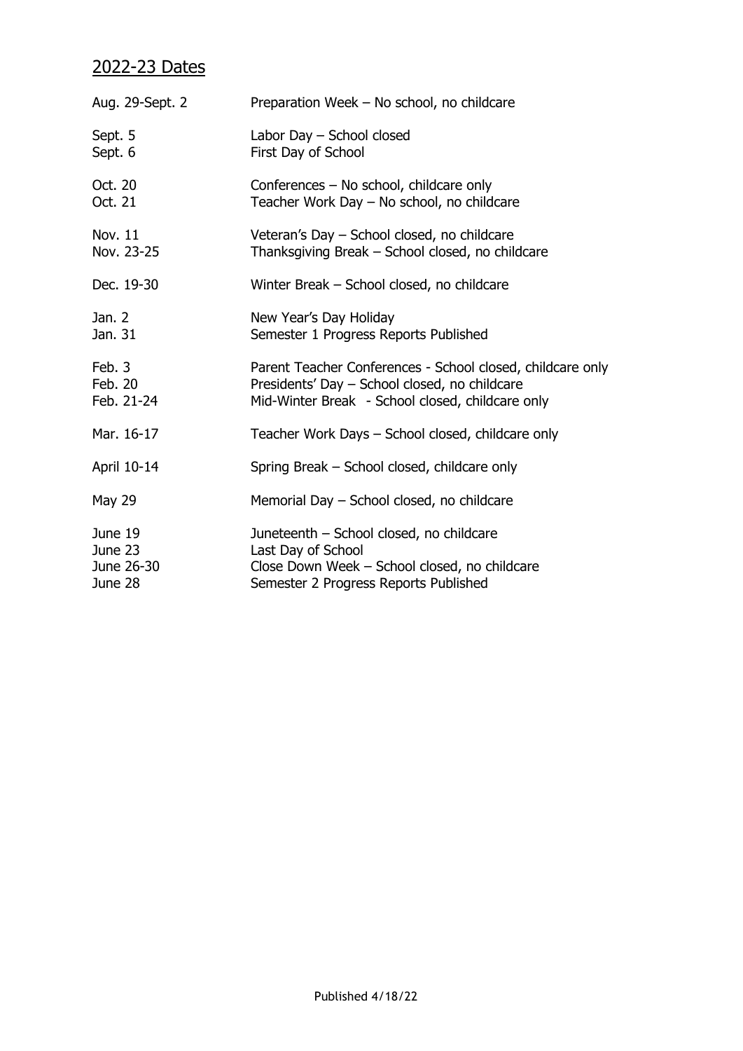## 2022-23 Dates

| | |
|---|---|
| Aug. 29-Sept. 2 | Preparation Week – No school, no childcare |
| Sept. 5 | Labor Day – School closed |
| Sept. 6 | First Day of School |
| Oct. 20 | Conferences – No school, childcare only |
| Oct. 21 | Teacher Work Day – No school, no childcare |
| Nov. 11 | Veteran's Day – School closed, no childcare |
| Nov. 23-25 | Thanksgiving Break – School closed, no childcare |
| Dec. 19-30 | Winter Break – School closed, no childcare |
| Jan. 2 | New Year's Day Holiday |
| Jan. 31 | Semester 1 Progress Reports Published |
| Feb. 3 | Parent Teacher Conferences - School closed, childcare only |
| Feb. 20 | Presidents' Day – School closed, no childcare |
| Feb. 21-24 | Mid-Winter Break - School closed, childcare only |
| Mar. 16-17 | Teacher Work Days – School closed, childcare only |
| April 10-14 | Spring Break – School closed, childcare only |
| May 29 | Memorial Day – School closed, no childcare |
| June 19 | Juneteenth – School closed, no childcare |
| June 23 | Last Day of School |
| June 26-30 | Close Down Week – School closed, no childcare |
| June 28 | Semester 2 Progress Reports Published |

Published 4/18/22